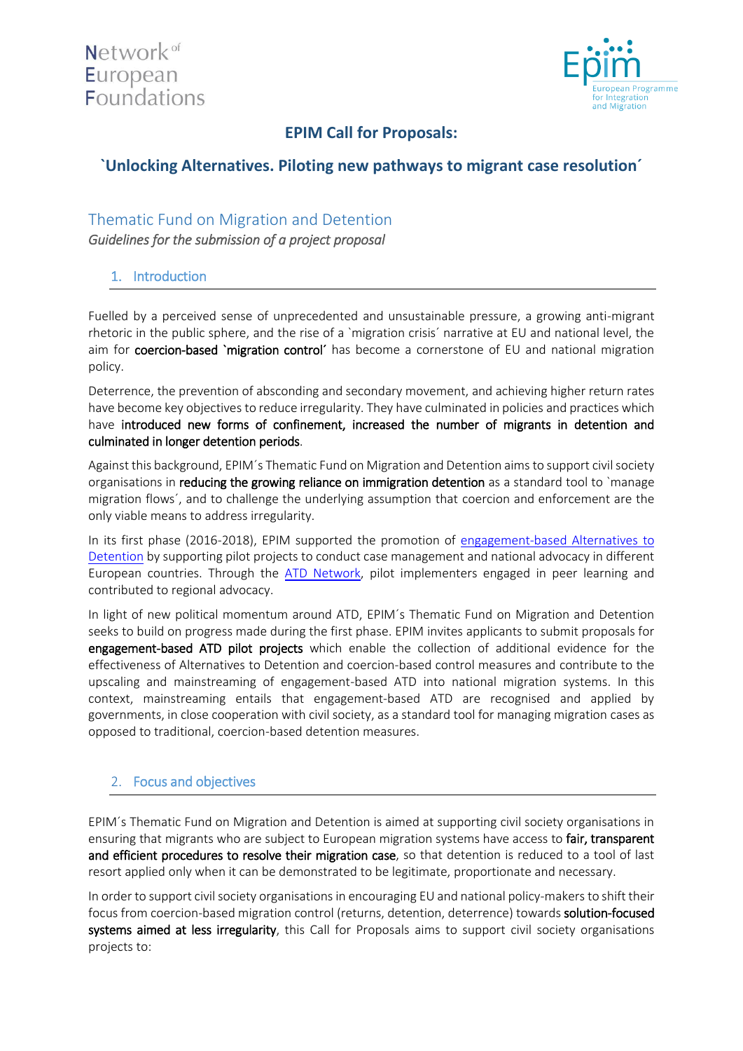Network of European Foundations

Epim — European Programme for Integration and Migration

# EPIM Call for Proposals:

## `Unlocking Alternatives. Piloting new pathways to migrant case resolution´

## Thematic Fund on Migration and Detention

*Guidelines for the submission of a project proposal*

### 1. Introduction

Fuelled by a perceived sense of unprecedented and unsustainable pressure, a growing anti-migrant rhetoric in the public sphere, and the rise of a `migration crisis´ narrative at EU and national level, the aim for **coercion-based `migration control´** has become a cornerstone of EU and national migration policy.

Deterrence, the prevention of absconding and secondary movement, and achieving higher return rates have become key objectives to reduce irregularity. They have culminated in policies and practices which have **introduced new forms of confinement, increased the number of migrants in detention and culminated in longer detention periods**.

Against this background, EPIM´s Thematic Fund on Migration and Detention aims to support civil society organisations in **reducing the growing reliance on immigration detention** as a standard tool to `manage migration flows´, and to challenge the underlying assumption that coercion and enforcement are the only viable means to address irregularity.

In its first phase (2016-2018), EPIM supported the promotion of engagement-based Alternatives to Detention by supporting pilot projects to conduct case management and national advocacy in different European countries. Through the ATD Network, pilot implementers engaged in peer learning and contributed to regional advocacy.

In light of new political momentum around ATD, EPIM´s Thematic Fund on Migration and Detention seeks to build on progress made during the first phase. EPIM invites applicants to submit proposals for **engagement-based ATD pilot projects** which enable the collection of additional evidence for the effectiveness of Alternatives to Detention and coercion-based control measures and contribute to the upscaling and mainstreaming of engagement-based ATD into national migration systems. In this context, mainstreaming entails that engagement-based ATD are recognised and applied by governments, in close cooperation with civil society, as a standard tool for managing migration cases as opposed to traditional, coercion-based detention measures.

### 2. Focus and objectives

EPIM´s Thematic Fund on Migration and Detention is aimed at supporting civil society organisations in ensuring that migrants who are subject to European migration systems have access to **fair, transparent and efficient procedures to resolve their migration case**, so that detention is reduced to a tool of last resort applied only when it can be demonstrated to be legitimate, proportionate and necessary.

In order to support civil society organisations in encouraging EU and national policy-makers to shift their focus from coercion-based migration control (returns, detention, deterrence) towards **solution-focused systems aimed at less irregularity**, this Call for Proposals aims to support civil society organisations projects to: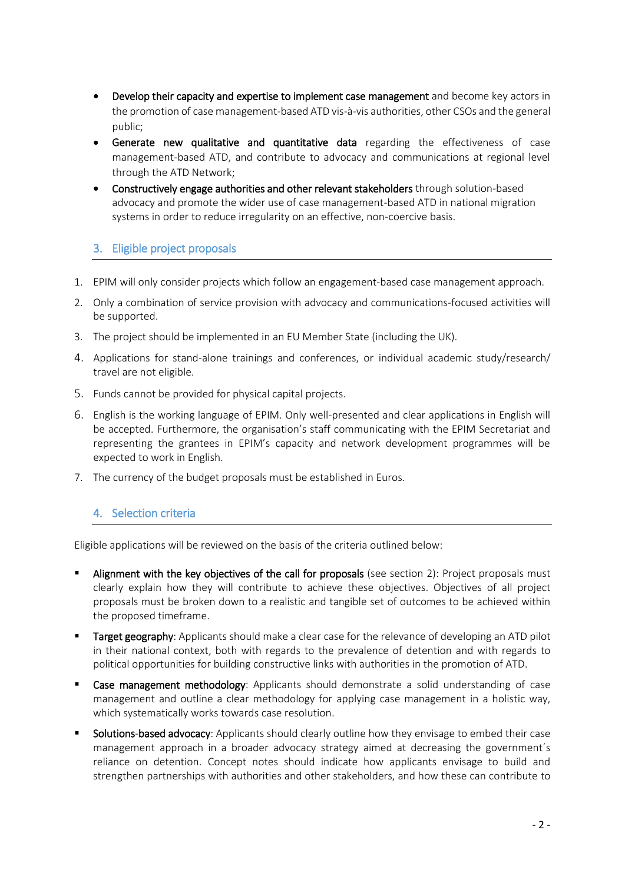- **Develop their capacity and expertise to implement case management** and become key actors in the promotion of case management-based ATD vis-à-vis authorities, other CSOs and the general public;
- **Generate new qualitative and quantitative data** regarding the effectiveness of case management-based ATD, and contribute to advocacy and communications at regional level through the ATD Network;
- **Constructively engage authorities and other relevant stakeholders** through solution-based advocacy and promote the wider use of case management-based ATD in national migration systems in order to reduce irregularity on an effective, non-coercive basis.

## 3. Eligible project proposals

1. EPIM will only consider projects which follow an engagement-based case management approach.
2. Only a combination of service provision with advocacy and communications-focused activities will be supported.
3. The project should be implemented in an EU Member State (including the UK).
4. Applications for stand-alone trainings and conferences, or individual academic study/research/ travel are not eligible.
5. Funds cannot be provided for physical capital projects.
6. English is the working language of EPIM. Only well-presented and clear applications in English will be accepted. Furthermore, the organisation's staff communicating with the EPIM Secretariat and representing the grantees in EPIM's capacity and network development programmes will be expected to work in English.
7. The currency of the budget proposals must be established in Euros.

## 4. Selection criteria

Eligible applications will be reviewed on the basis of the criteria outlined below:

- **Alignment with the key objectives of the call for proposals** (see section 2): Project proposals must clearly explain how they will contribute to achieve these objectives. Objectives of all project proposals must be broken down to a realistic and tangible set of outcomes to be achieved within the proposed timeframe.
- **Target geography**: Applicants should make a clear case for the relevance of developing an ATD pilot in their national context, both with regards to the prevalence of detention and with regards to political opportunities for building constructive links with authorities in the promotion of ATD.
- **Case management methodology**: Applicants should demonstrate a solid understanding of case management and outline a clear methodology for applying case management in a holistic way, which systematically works towards case resolution.
- **Solutions-based advocacy**: Applicants should clearly outline how they envisage to embed their case management approach in a broader advocacy strategy aimed at decreasing the government´s reliance on detention. Concept notes should indicate how applicants envisage to build and strengthen partnerships with authorities and other stakeholders, and how these can contribute to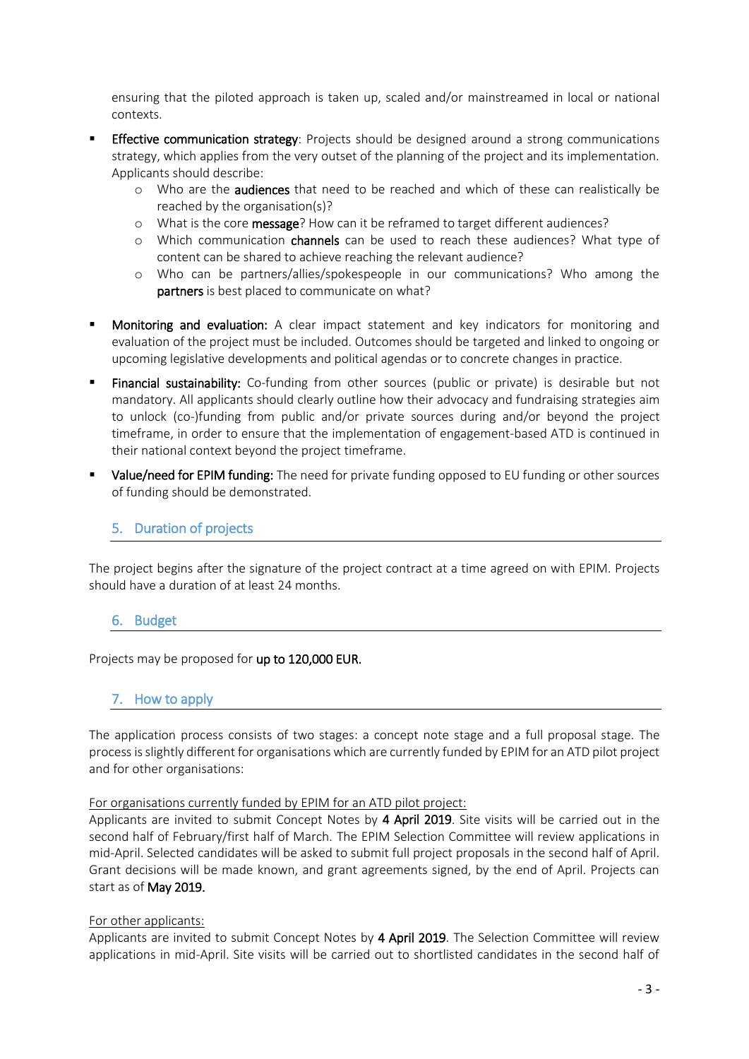ensuring that the piloted approach is taken up, scaled and/or mainstreamed in local or national contexts.

- **Effective communication strategy**: Projects should be designed around a strong communications strategy, which applies from the very outset of the planning of the project and its implementation. Applicants should describe:
    - Who are the **audiences** that need to be reached and which of these can realistically be reached by the organisation(s)?
    - What is the core **message**? How can it be reframed to target different audiences?
    - Which communication **channels** can be used to reach these audiences? What type of content can be shared to achieve reaching the relevant audience?
    - Who can be partners/allies/spokespeople in our communications? Who among the **partners** is best placed to communicate on what?
- **Monitoring and evaluation:** A clear impact statement and key indicators for monitoring and evaluation of the project must be included. Outcomes should be targeted and linked to ongoing or upcoming legislative developments and political agendas or to concrete changes in practice.
- **Financial sustainability:** Co-funding from other sources (public or private) is desirable but not mandatory. All applicants should clearly outline how their advocacy and fundraising strategies aim to unlock (co-)funding from public and/or private sources during and/or beyond the project timeframe, in order to ensure that the implementation of engagement-based ATD is continued in their national context beyond the project timeframe.
- **Value/need for EPIM funding:** The need for private funding opposed to EU funding or other sources of funding should be demonstrated.

## 5. Duration of projects

The project begins after the signature of the project contract at a time agreed on with EPIM. Projects should have a duration of at least 24 months.

## 6. Budget

Projects may be proposed for **up to 120,000 EUR.**

## 7. How to apply

The application process consists of two stages: a concept note stage and a full proposal stage. The process is slightly different for organisations which are currently funded by EPIM for an ATD pilot project and for other organisations:

<u>For organisations currently funded by EPIM for an ATD pilot project:</u>
Applicants are invited to submit Concept Notes by **4 April 2019**. Site visits will be carried out in the second half of February/first half of March. The EPIM Selection Committee will review applications in mid-April. Selected candidates will be asked to submit full project proposals in the second half of April. Grant decisions will be made known, and grant agreements signed, by the end of April. Projects can start as of **May 2019.**

<u>For other applicants:</u>
Applicants are invited to submit Concept Notes by **4 April 2019**. The Selection Committee will review applications in mid-April. Site visits will be carried out to shortlisted candidates in the second half of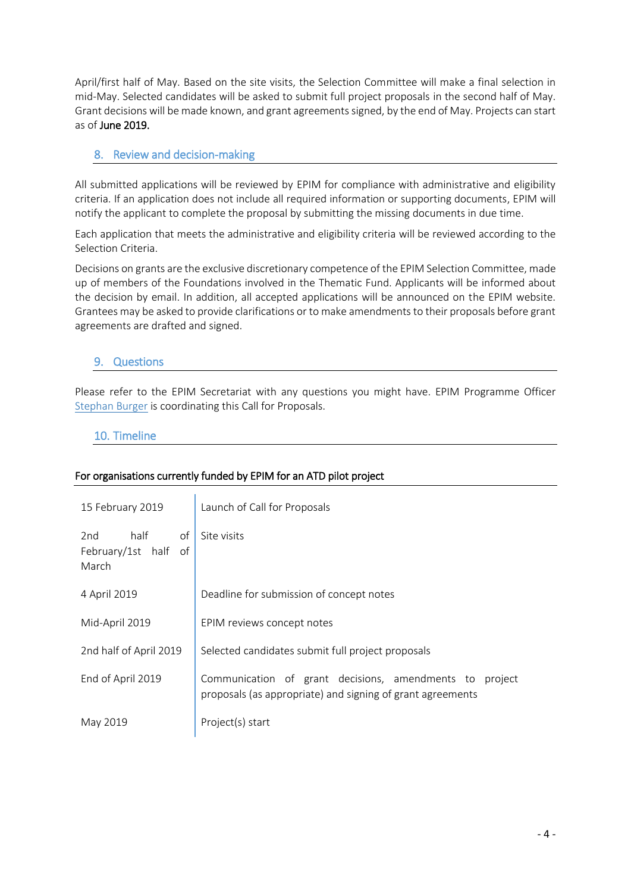April/first half of May. Based on the site visits, the Selection Committee will make a final selection in mid-May. Selected candidates will be asked to submit full project proposals in the second half of May. Grant decisions will be made known, and grant agreements signed, by the end of May. Projects can start as of **June 2019.**

## 8. Review and decision-making

All submitted applications will be reviewed by EPIM for compliance with administrative and eligibility criteria. If an application does not include all required information or supporting documents, EPIM will notify the applicant to complete the proposal by submitting the missing documents in due time.

Each application that meets the administrative and eligibility criteria will be reviewed according to the Selection Criteria.

Decisions on grants are the exclusive discretionary competence of the EPIM Selection Committee, made up of members of the Foundations involved in the Thematic Fund. Applicants will be informed about the decision by email. In addition, all accepted applications will be announced on the EPIM website. Grantees may be asked to provide clarifications or to make amendments to their proposals before grant agreements are drafted and signed.

## 9. Questions

Please refer to the EPIM Secretariat with any questions you might have. EPIM Programme Officer Stephan Burger is coordinating this Call for Proposals.

## 10. Timeline

**For organisations currently funded by EPIM for an ATD pilot project**

| | |
|---|---|
| 15 February 2019 | Launch of Call for Proposals |
| 2nd half of February/1st half of March | Site visits |
| 4 April 2019 | Deadline for submission of concept notes |
| Mid-April 2019 | EPIM reviews concept notes |
| 2nd half of April 2019 | Selected candidates submit full project proposals |
| End of April 2019 | Communication of grant decisions, amendments to project proposals (as appropriate) and signing of grant agreements |
| May 2019 | Project(s) start |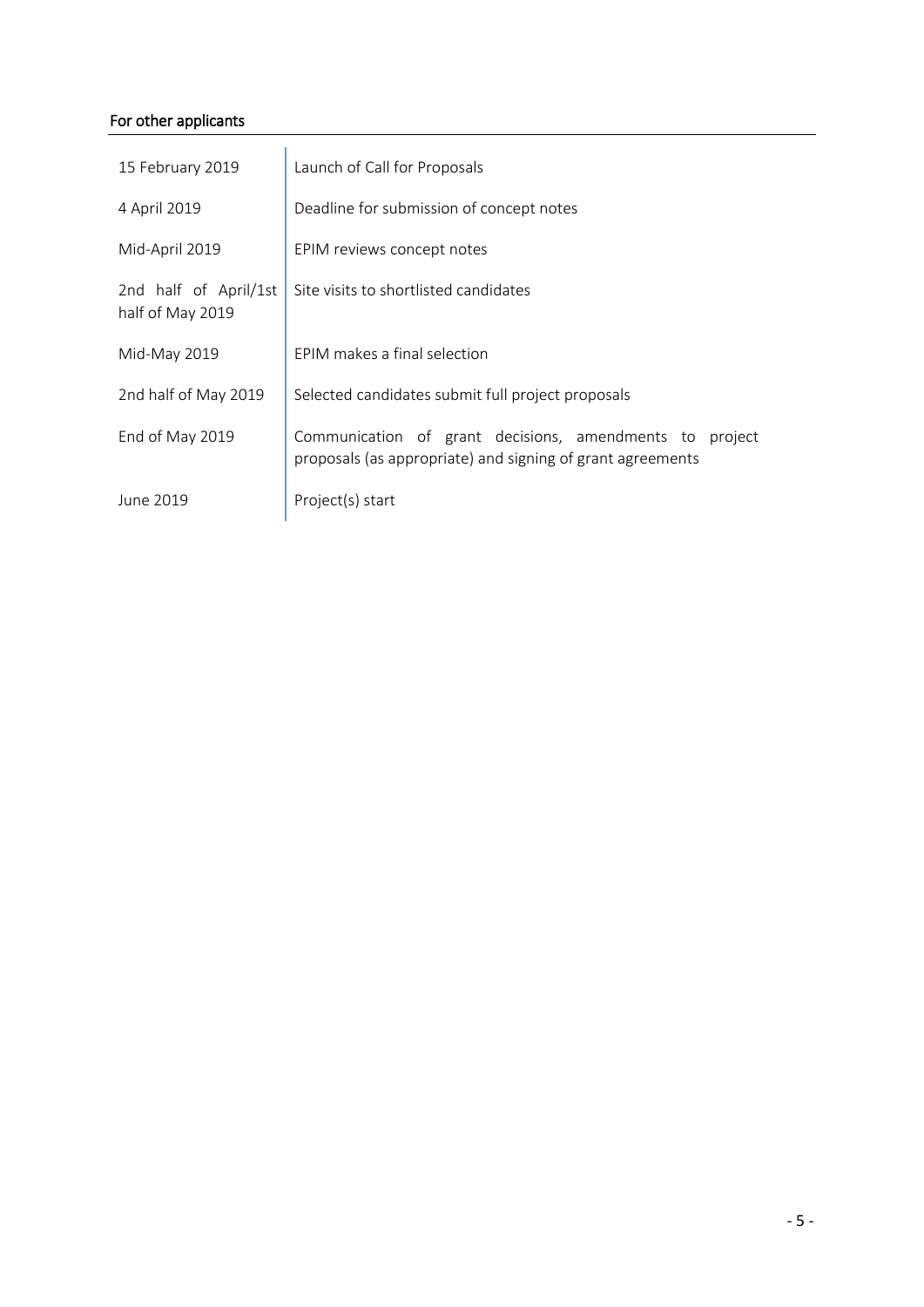#### For other applicants

| | |
|---|---|
| 15 February 2019 | Launch of Call for Proposals |
| 4 April 2019 | Deadline for submission of concept notes |
| Mid-April 2019 | EPIM reviews concept notes |
| 2nd half of April/1st half of May 2019 | Site visits to shortlisted candidates |
| Mid-May 2019 | EPIM makes a final selection |
| 2nd half of May 2019 | Selected candidates submit full project proposals |
| End of May 2019 | Communication of grant decisions, amendments to project proposals (as appropriate) and signing of grant agreements |
| June 2019 | Project(s) start |